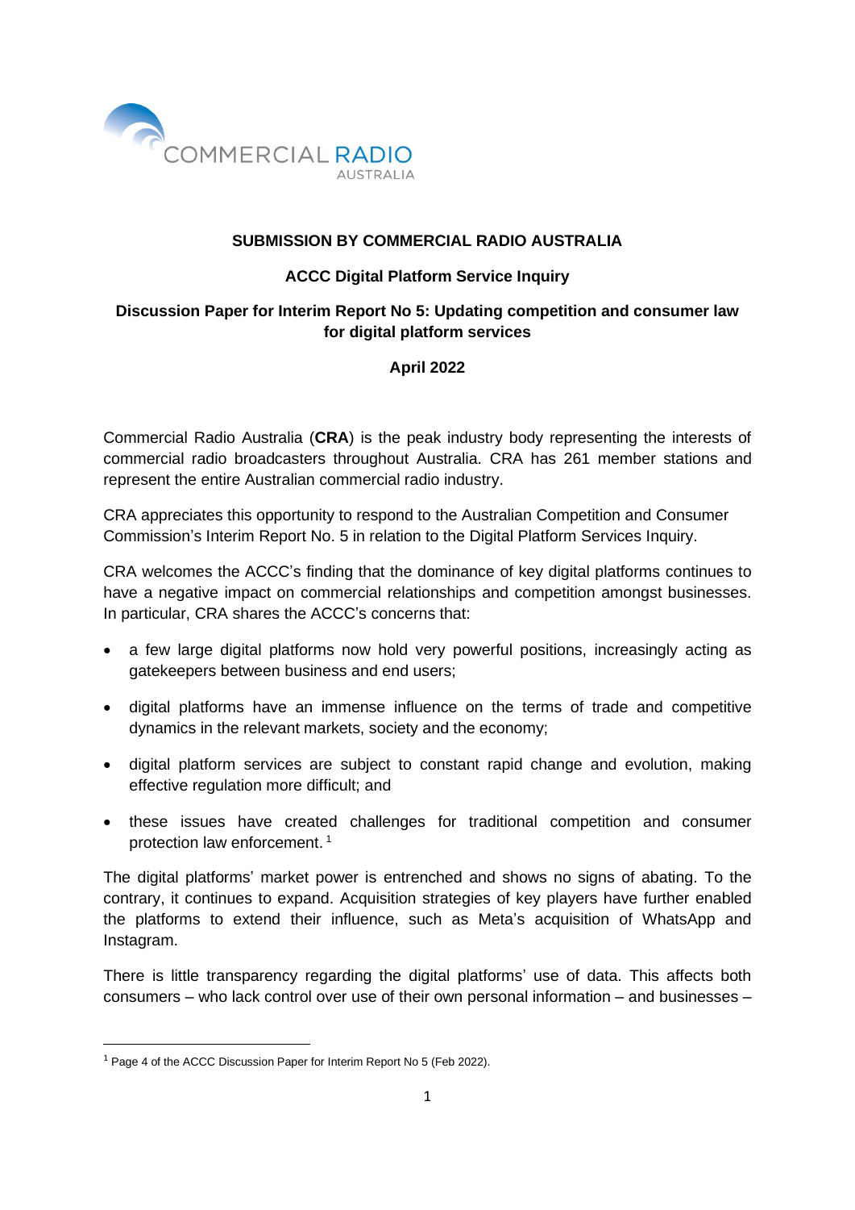COMMERCIAL RADIO AUSTRALIA

**SUBMISSION BY COMMERCIAL RADIO AUSTRALIA**

**ACCC Digital Platform Service Inquiry**

**Discussion Paper for Interim Report No 5: Updating competition and consumer law for digital platform services**

**April 2022**

Commercial Radio Australia (**CRA**) is the peak industry body representing the interests of commercial radio broadcasters throughout Australia. CRA has 261 member stations and represent the entire Australian commercial radio industry.

CRA appreciates this opportunity to respond to the Australian Competition and Consumer Commission's Interim Report No. 5 in relation to the Digital Platform Services Inquiry.

CRA welcomes the ACCC's finding that the dominance of key digital platforms continues to have a negative impact on commercial relationships and competition amongst businesses. In particular, CRA shares the ACCC's concerns that:

- a few large digital platforms now hold very powerful positions, increasingly acting as gatekeepers between business and end users;
- digital platforms have an immense influence on the terms of trade and competitive dynamics in the relevant markets, society and the economy;
- digital platform services are subject to constant rapid change and evolution, making effective regulation more difficult; and
- these issues have created challenges for traditional competition and consumer protection law enforcement. [1]

The digital platforms' market power is entrenched and shows no signs of abating. To the contrary, it continues to expand. Acquisition strategies of key players have further enabled the platforms to extend their influence, such as Meta's acquisition of WhatsApp and Instagram.

There is little transparency regarding the digital platforms' use of data. This affects both consumers – who lack control over use of their own personal information – and businesses –

[1] Page 4 of the ACCC Discussion Paper for Interim Report No 5 (Feb 2022).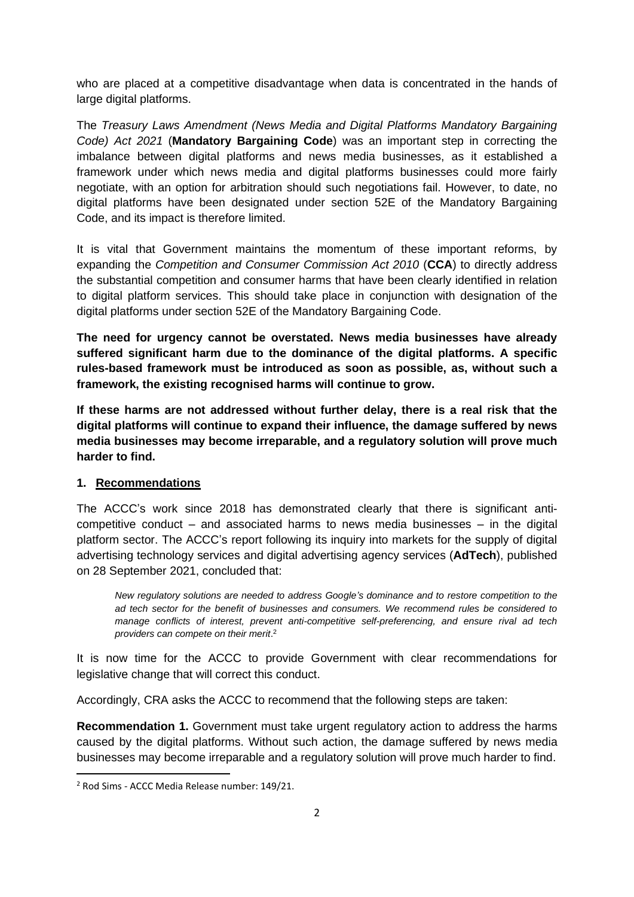who are placed at a competitive disadvantage when data is concentrated in the hands of large digital platforms.

The *Treasury Laws Amendment (News Media and Digital Platforms Mandatory Bargaining Code) Act 2021* (**Mandatory Bargaining Code**) was an important step in correcting the imbalance between digital platforms and news media businesses, as it established a framework under which news media and digital platforms businesses could more fairly negotiate, with an option for arbitration should such negotiations fail. However, to date, no digital platforms have been designated under section 52E of the Mandatory Bargaining Code, and its impact is therefore limited.

It is vital that Government maintains the momentum of these important reforms, by expanding the *Competition and Consumer Commission Act 2010* (**CCA**) to directly address the substantial competition and consumer harms that have been clearly identified in relation to digital platform services. This should take place in conjunction with designation of the digital platforms under section 52E of the Mandatory Bargaining Code.

**The need for urgency cannot be overstated. News media businesses have already suffered significant harm due to the dominance of the digital platforms. A specific rules-based framework must be introduced as soon as possible, as, without such a framework, the existing recognised harms will continue to grow.**

**If these harms are not addressed without further delay, there is a real risk that the digital platforms will continue to expand their influence, the damage suffered by news media businesses may become irreparable, and a regulatory solution will prove much harder to find.**

## 1. Recommendations

The ACCC's work since 2018 has demonstrated clearly that there is significant anti-competitive conduct – and associated harms to news media businesses – in the digital platform sector. The ACCC's report following its inquiry into markets for the supply of digital advertising technology services and digital advertising agency services (**AdTech**), published on 28 September 2021, concluded that:

> *New regulatory solutions are needed to address Google's dominance and to restore competition to the ad tech sector for the benefit of businesses and consumers. We recommend rules be considered to manage conflicts of interest, prevent anti-competitive self-preferencing, and ensure rival ad tech providers can compete on their merit*.[2]

It is now time for the ACCC to provide Government with clear recommendations for legislative change that will correct this conduct.

Accordingly, CRA asks the ACCC to recommend that the following steps are taken:

**Recommendation 1.** Government must take urgent regulatory action to address the harms caused by the digital platforms. Without such action, the damage suffered by news media businesses may become irreparable and a regulatory solution will prove much harder to find.

---

[2] Rod Sims - ACCC Media Release number: 149/21.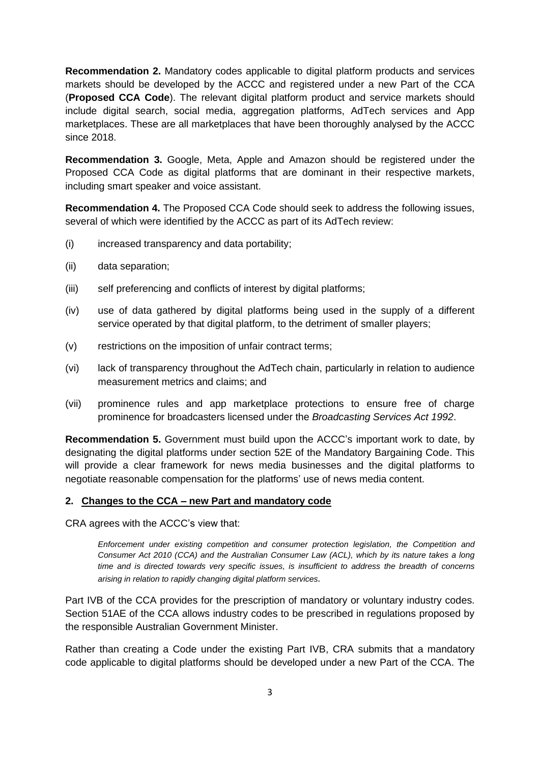**Recommendation 2.** Mandatory codes applicable to digital platform products and services markets should be developed by the ACCC and registered under a new Part of the CCA (**Proposed CCA Code**). The relevant digital platform product and service markets should include digital search, social media, aggregation platforms, AdTech services and App marketplaces. These are all marketplaces that have been thoroughly analysed by the ACCC since 2018.

**Recommendation 3.** Google, Meta, Apple and Amazon should be registered under the Proposed CCA Code as digital platforms that are dominant in their respective markets, including smart speaker and voice assistant.

**Recommendation 4.** The Proposed CCA Code should seek to address the following issues, several of which were identified by the ACCC as part of its AdTech review:

(i) increased transparency and data portability;

(ii) data separation;

(iii) self preferencing and conflicts of interest by digital platforms;

(iv) use of data gathered by digital platforms being used in the supply of a different service operated by that digital platform, to the detriment of smaller players;

(v) restrictions on the imposition of unfair contract terms;

(vi) lack of transparency throughout the AdTech chain, particularly in relation to audience measurement metrics and claims; and

(vii) prominence rules and app marketplace protections to ensure free of charge prominence for broadcasters licensed under the *Broadcasting Services Act 1992*.

**Recommendation 5.** Government must build upon the ACCC's important work to date, by designating the digital platforms under section 52E of the Mandatory Bargaining Code. This will provide a clear framework for news media businesses and the digital platforms to negotiate reasonable compensation for the platforms' use of news media content.

## 2. Changes to the CCA – new Part and mandatory code

CRA agrees with the ACCC's view that:

> *Enforcement under existing competition and consumer protection legislation, the Competition and Consumer Act 2010 (CCA) and the Australian Consumer Law (ACL), which by its nature takes a long time and is directed towards very specific issues, is insufficient to address the breadth of concerns arising in relation to rapidly changing digital platform services.*

Part IVB of the CCA provides for the prescription of mandatory or voluntary industry codes. Section 51AE of the CCA allows industry codes to be prescribed in regulations proposed by the responsible Australian Government Minister.

Rather than creating a Code under the existing Part IVB, CRA submits that a mandatory code applicable to digital platforms should be developed under a new Part of the CCA. The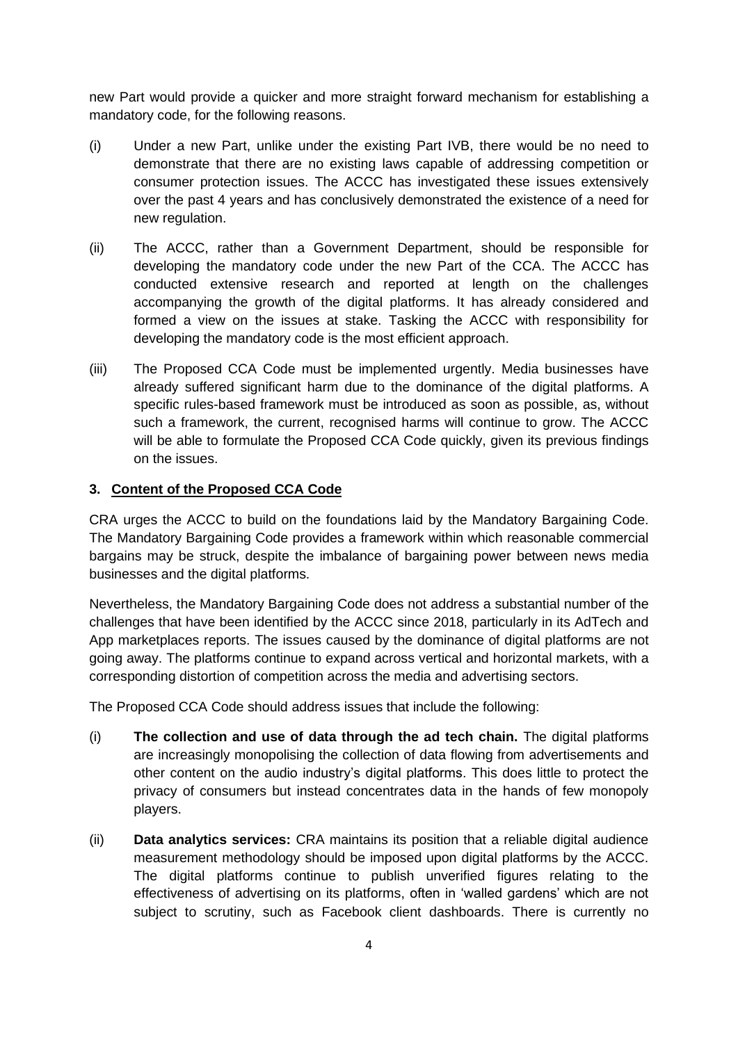new Part would provide a quicker and more straight forward mechanism for establishing a mandatory code, for the following reasons.

(i) Under a new Part, unlike under the existing Part IVB, there would be no need to demonstrate that there are no existing laws capable of addressing competition or consumer protection issues. The ACCC has investigated these issues extensively over the past 4 years and has conclusively demonstrated the existence of a need for new regulation.

(ii) The ACCC, rather than a Government Department, should be responsible for developing the mandatory code under the new Part of the CCA. The ACCC has conducted extensive research and reported at length on the challenges accompanying the growth of the digital platforms. It has already considered and formed a view on the issues at stake. Tasking the ACCC with responsibility for developing the mandatory code is the most efficient approach.

(iii) The Proposed CCA Code must be implemented urgently. Media businesses have already suffered significant harm due to the dominance of the digital platforms. A specific rules-based framework must be introduced as soon as possible, as, without such a framework, the current, recognised harms will continue to grow. The ACCC will be able to formulate the Proposed CCA Code quickly, given its previous findings on the issues.

## 3. Content of the Proposed CCA Code

CRA urges the ACCC to build on the foundations laid by the Mandatory Bargaining Code. The Mandatory Bargaining Code provides a framework within which reasonable commercial bargains may be struck, despite the imbalance of bargaining power between news media businesses and the digital platforms.

Nevertheless, the Mandatory Bargaining Code does not address a substantial number of the challenges that have been identified by the ACCC since 2018, particularly in its AdTech and App marketplaces reports. The issues caused by the dominance of digital platforms are not going away. The platforms continue to expand across vertical and horizontal markets, with a corresponding distortion of competition across the media and advertising sectors.

The Proposed CCA Code should address issues that include the following:

(i) **The collection and use of data through the ad tech chain.** The digital platforms are increasingly monopolising the collection of data flowing from advertisements and other content on the audio industry's digital platforms. This does little to protect the privacy of consumers but instead concentrates data in the hands of few monopoly players.

(ii) **Data analytics services:** CRA maintains its position that a reliable digital audience measurement methodology should be imposed upon digital platforms by the ACCC. The digital platforms continue to publish unverified figures relating to the effectiveness of advertising on its platforms, often in 'walled gardens' which are not subject to scrutiny, such as Facebook client dashboards. There is currently no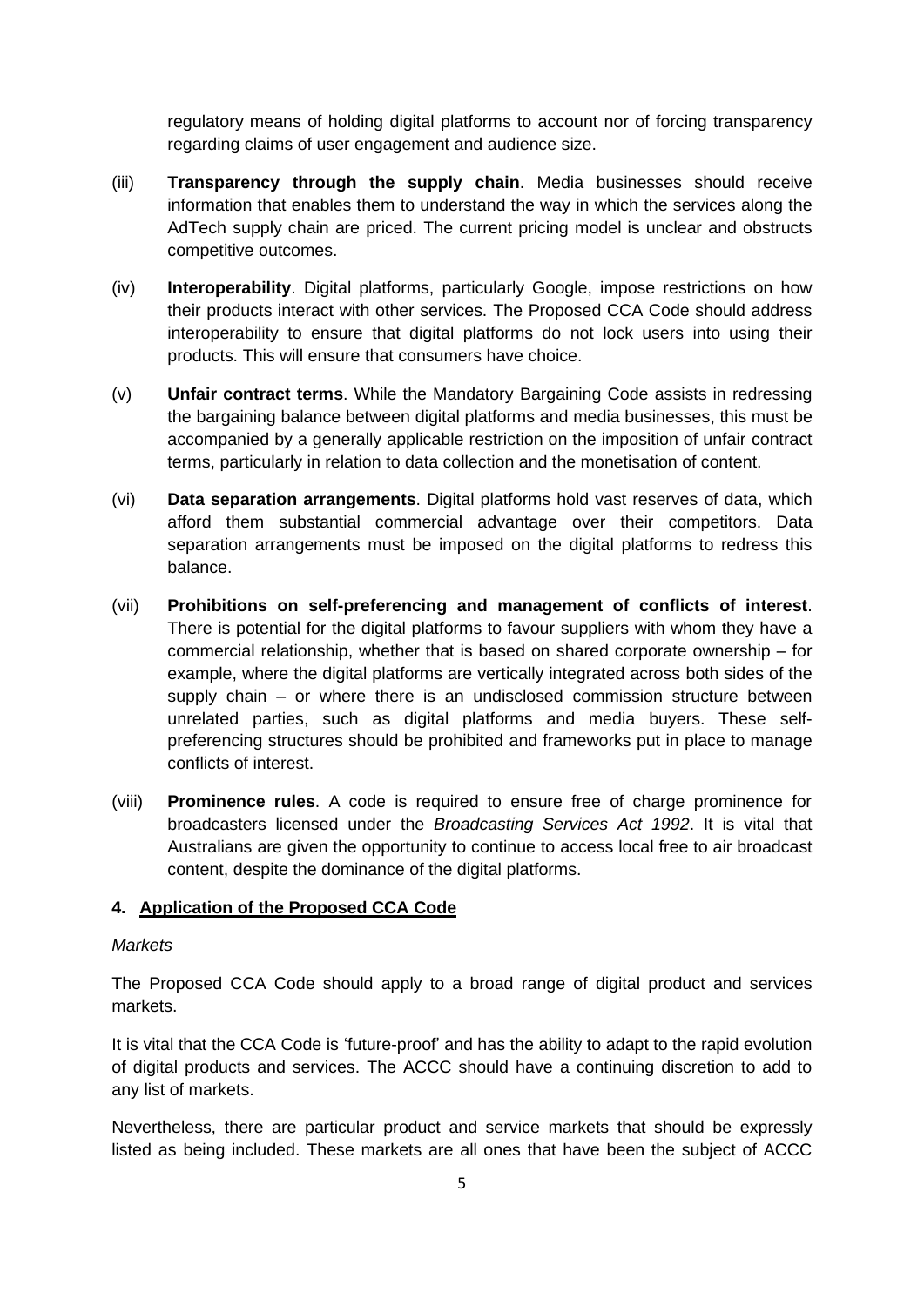regulatory means of holding digital platforms to account nor of forcing transparency regarding claims of user engagement and audience size.

(iii) **Transparency through the supply chain**. Media businesses should receive information that enables them to understand the way in which the services along the AdTech supply chain are priced. The current pricing model is unclear and obstructs competitive outcomes.

(iv) **Interoperability**. Digital platforms, particularly Google, impose restrictions on how their products interact with other services. The Proposed CCA Code should address interoperability to ensure that digital platforms do not lock users into using their products. This will ensure that consumers have choice.

(v) **Unfair contract terms**. While the Mandatory Bargaining Code assists in redressing the bargaining balance between digital platforms and media businesses, this must be accompanied by a generally applicable restriction on the imposition of unfair contract terms, particularly in relation to data collection and the monetisation of content.

(vi) **Data separation arrangements**. Digital platforms hold vast reserves of data, which afford them substantial commercial advantage over their competitors. Data separation arrangements must be imposed on the digital platforms to redress this balance.

(vii) **Prohibitions on self-preferencing and management of conflicts of interest**. There is potential for the digital platforms to favour suppliers with whom they have a commercial relationship, whether that is based on shared corporate ownership – for example, where the digital platforms are vertically integrated across both sides of the supply chain – or where there is an undisclosed commission structure between unrelated parties, such as digital platforms and media buyers. These self-preferencing structures should be prohibited and frameworks put in place to manage conflicts of interest.

(viii) **Prominence rules**. A code is required to ensure free of charge prominence for broadcasters licensed under the *Broadcasting Services Act 1992*. It is vital that Australians are given the opportunity to continue to access local free to air broadcast content, despite the dominance of the digital platforms.

## 4. Application of the Proposed CCA Code

*Markets*

The Proposed CCA Code should apply to a broad range of digital product and services markets.

It is vital that the CCA Code is 'future-proof' and has the ability to adapt to the rapid evolution of digital products and services. The ACCC should have a continuing discretion to add to any list of markets.

Nevertheless, there are particular product and service markets that should be expressly listed as being included. These markets are all ones that have been the subject of ACCC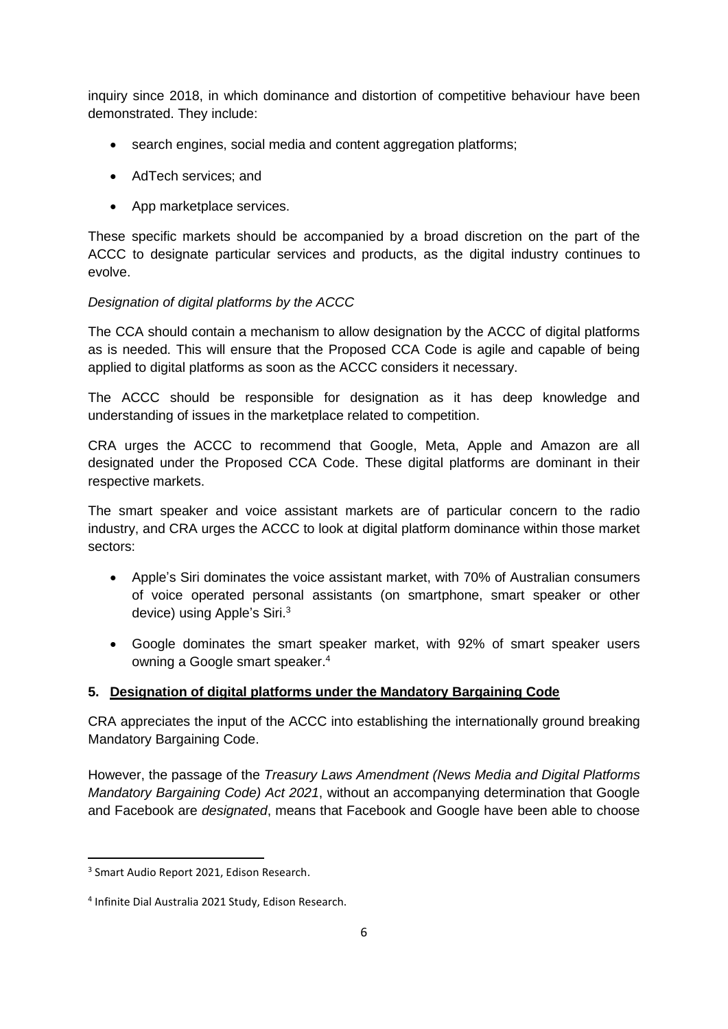inquiry since 2018, in which dominance and distortion of competitive behaviour have been demonstrated. They include:

- search engines, social media and content aggregation platforms;
- AdTech services; and
- App marketplace services.

These specific markets should be accompanied by a broad discretion on the part of the ACCC to designate particular services and products, as the digital industry continues to evolve.

*Designation of digital platforms by the ACCC*

The CCA should contain a mechanism to allow designation by the ACCC of digital platforms as is needed. This will ensure that the Proposed CCA Code is agile and capable of being applied to digital platforms as soon as the ACCC considers it necessary.

The ACCC should be responsible for designation as it has deep knowledge and understanding of issues in the marketplace related to competition.

CRA urges the ACCC to recommend that Google, Meta, Apple and Amazon are all designated under the Proposed CCA Code. These digital platforms are dominant in their respective markets.

The smart speaker and voice assistant markets are of particular concern to the radio industry, and CRA urges the ACCC to look at digital platform dominance within those market sectors:

- Apple's Siri dominates the voice assistant market, with 70% of Australian consumers of voice operated personal assistants (on smartphone, smart speaker or other device) using Apple's Siri.[3]
- Google dominates the smart speaker market, with 92% of smart speaker users owning a Google smart speaker.[4]

## 5. Designation of digital platforms under the Mandatory Bargaining Code

CRA appreciates the input of the ACCC into establishing the internationally ground breaking Mandatory Bargaining Code.

However, the passage of the *Treasury Laws Amendment (News Media and Digital Platforms Mandatory Bargaining Code) Act 2021*, without an accompanying determination that Google and Facebook are *designated*, means that Facebook and Google have been able to choose

[3] Smart Audio Report 2021, Edison Research.

[4] Infinite Dial Australia 2021 Study, Edison Research.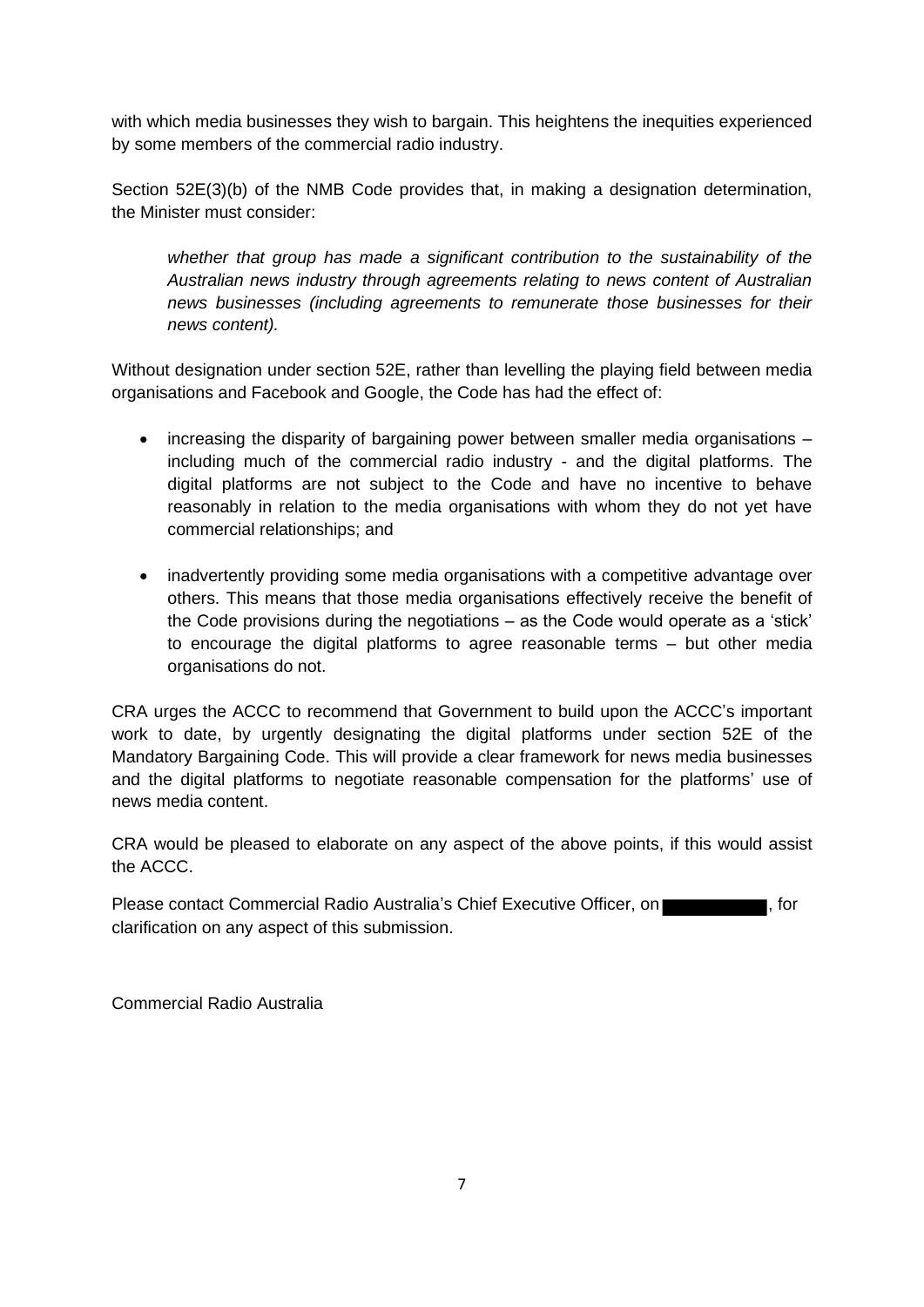with which media businesses they wish to bargain. This heightens the inequities experienced by some members of the commercial radio industry.

Section 52E(3)(b) of the NMB Code provides that, in making a designation determination, the Minister must consider:

> *whether that group has made a significant contribution to the sustainability of the Australian news industry through agreements relating to news content of Australian news businesses (including agreements to remunerate those businesses for their news content).*

Without designation under section 52E, rather than levelling the playing field between media organisations and Facebook and Google, the Code has had the effect of:

- increasing the disparity of bargaining power between smaller media organisations – including much of the commercial radio industry - and the digital platforms. The digital platforms are not subject to the Code and have no incentive to behave reasonably in relation to the media organisations with whom they do not yet have commercial relationships; and
- inadvertently providing some media organisations with a competitive advantage over others. This means that those media organisations effectively receive the benefit of the Code provisions during the negotiations – as the Code would operate as a 'stick' to encourage the digital platforms to agree reasonable terms – but other media organisations do not.

CRA urges the ACCC to recommend that Government to build upon the ACCC's important work to date, by urgently designating the digital platforms under section 52E of the Mandatory Bargaining Code. This will provide a clear framework for news media businesses and the digital platforms to negotiate reasonable compensation for the platforms' use of news media content.

CRA would be pleased to elaborate on any aspect of the above points, if this would assist the ACCC.

Please contact Commercial Radio Australia's Chief Executive Officer, on [REDACTED], for clarification on any aspect of this submission.

Commercial Radio Australia